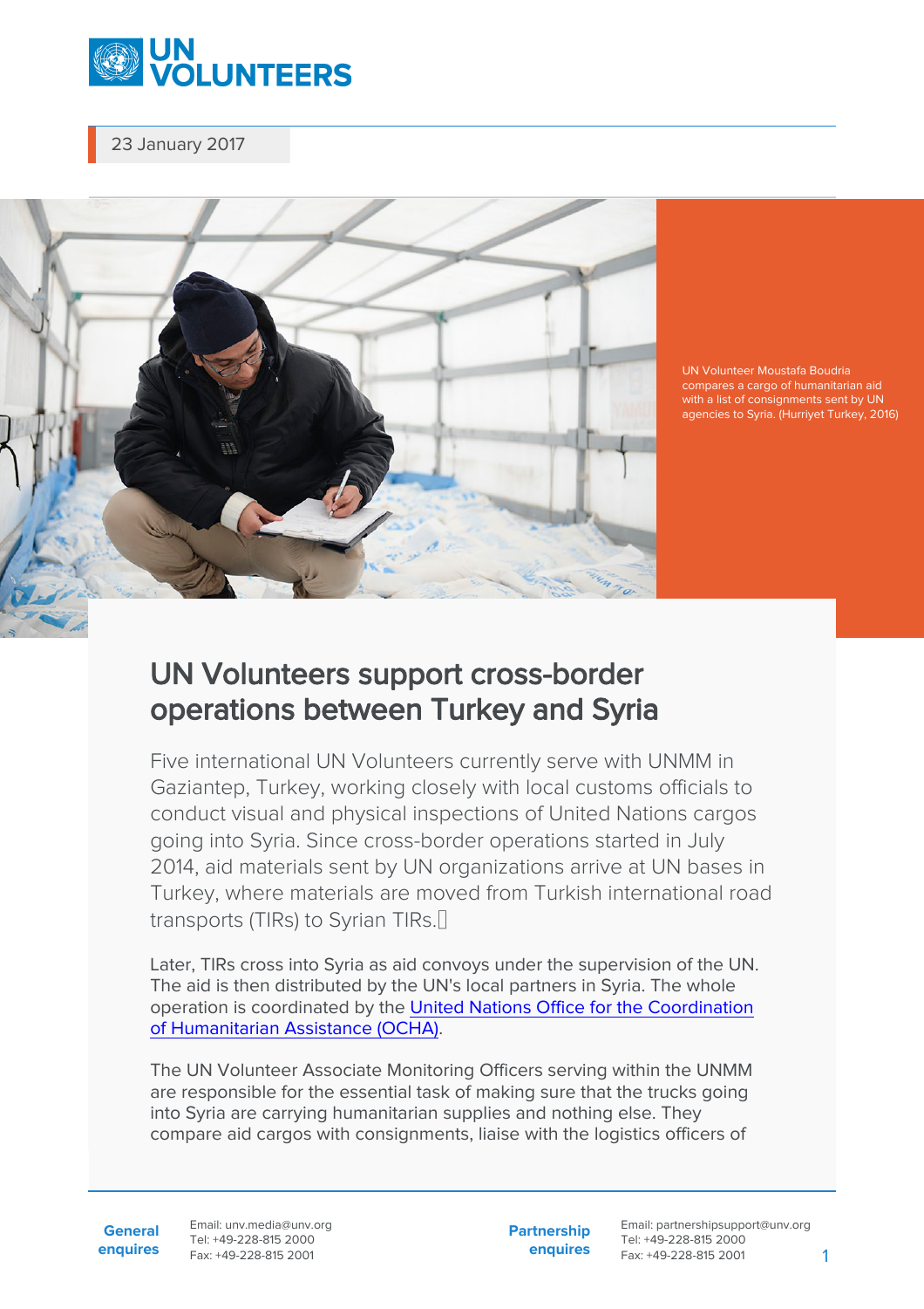23 January 2017

UN Volunteer Moustafa Boudria compares a cargo of humanitarian aid with a list of consignments sent by UN agencies to Syria. (Hurriyet Turkey, 2016)

# UN Volunteers support cross-border operations between Turkey and Syria

Five international UN Volunteers currently serve with UNMM in Gaziantep, Turkey, working closely with local customs officials to conduct visual and physical inspections of United Nations cargos going into Syria. Since cross-border operations started in July 2014, aid materials sent by UN organizations arrive at UN bases in Turkey, where materials are moved from Turkish international road transports (TIRs) to Syrian TIRs.

Later, TIRs cross into Syria as aid convoys under the supervision of the UN. The aid is then distributed by the UN's local partners in Syria. The whole operation is coordinated by the [United Nations Office for the Coordination of Humanitarian Assistance (OCHA)](https://www.unocha.org/).

The UN Volunteer Associate Monitoring Officers serving within the UNMM are responsible for the essential task of making sure that the trucks going into Syria are carrying humanitarian supplies and nothing else. They compare aid cargos with consignments, liaise with the logistics officers of

**General enquires** Email: unv.media@unv.org Tel: +49-228-815 2000 Fax: +49-228-815 2001

**Partnership enquires** Email: partnershipsupport@unv.org Tel: +49-228-815 2000 Fax: +49-228-815 2001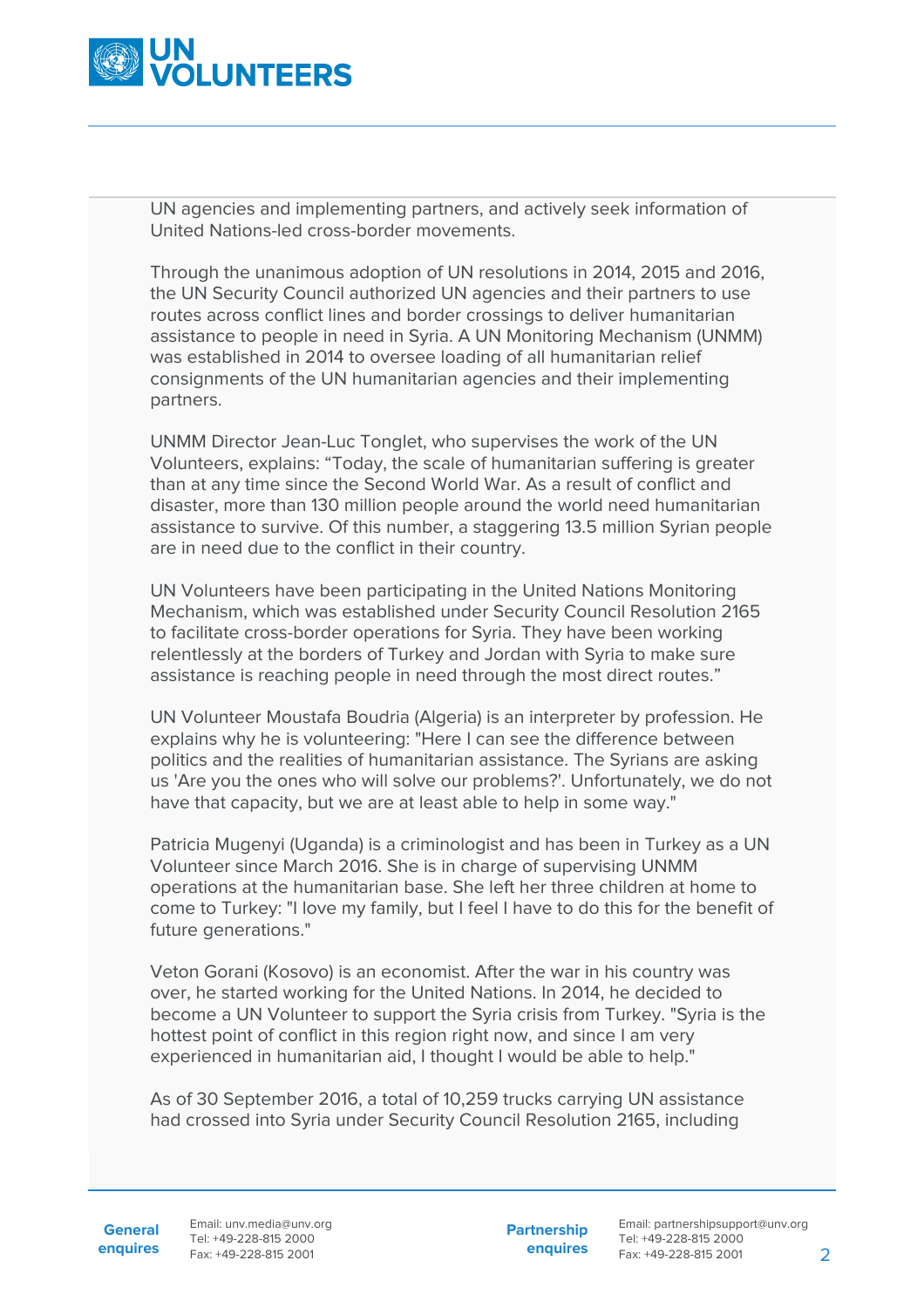UN agencies and implementing partners, and actively seek information of United Nations-led cross-border movements.

Through the unanimous adoption of UN resolutions in 2014, 2015 and 2016, the UN Security Council authorized UN agencies and their partners to use routes across conflict lines and border crossings to deliver humanitarian assistance to people in need in Syria. A UN Monitoring Mechanism (UNMM) was established in 2014 to oversee loading of all humanitarian relief consignments of the UN humanitarian agencies and their implementing partners.

UNMM Director Jean-Luc Tonglet, who supervises the work of the UN Volunteers, explains: "Today, the scale of humanitarian suffering is greater than at any time since the Second World War. As a result of conflict and disaster, more than 130 million people around the world need humanitarian assistance to survive. Of this number, a staggering 13.5 million Syrian people are in need due to the conflict in their country.

UN Volunteers have been participating in the United Nations Monitoring Mechanism, which was established under Security Council Resolution 2165 to facilitate cross-border operations for Syria. They have been working relentlessly at the borders of Turkey and Jordan with Syria to make sure assistance is reaching people in need through the most direct routes."

UN Volunteer Moustafa Boudria (Algeria) is an interpreter by profession. He explains why he is volunteering: "Here I can see the difference between politics and the realities of humanitarian assistance. The Syrians are asking us 'Are you the ones who will solve our problems?'. Unfortunately, we do not have that capacity, but we are at least able to help in some way."

Patricia Mugenyi (Uganda) is a criminologist and has been in Turkey as a UN Volunteer since March 2016. She is in charge of supervising UNMM operations at the humanitarian base. She left her three children at home to come to Turkey: "I love my family, but I feel I have to do this for the benefit of future generations."

Veton Gorani (Kosovo) is an economist. After the war in his country was over, he started working for the United Nations. In 2014, he decided to become a UN Volunteer to support the Syria crisis from Turkey. "Syria is the hottest point of conflict in this region right now, and since I am very experienced in humanitarian aid, I thought I would be able to help."

As of 30 September 2016, a total of 10,259 trucks carrying UN assistance had crossed into Syria under Security Council Resolution 2165, including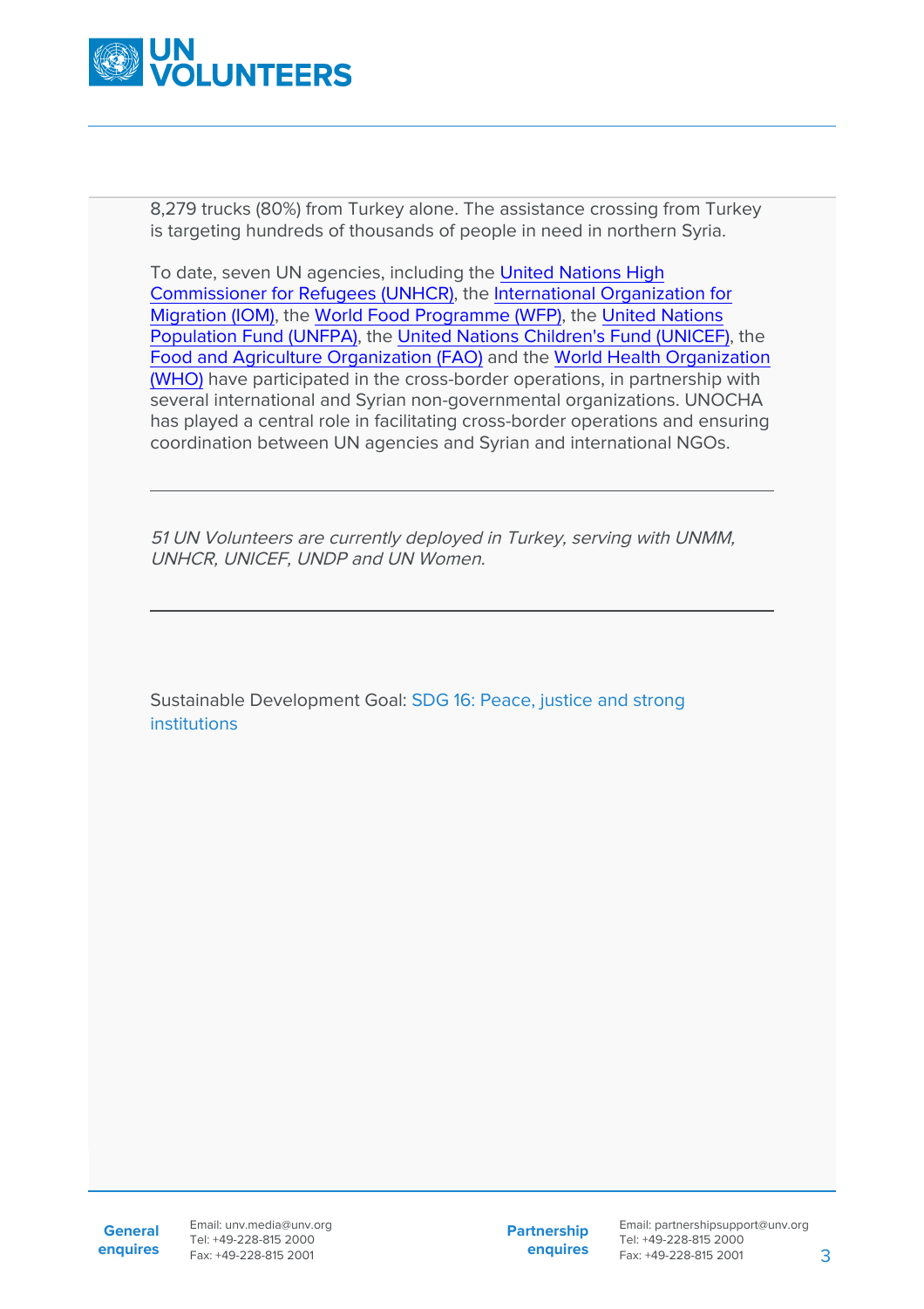8,279 trucks (80%) from Turkey alone. The assistance crossing from Turkey is targeting hundreds of thousands of people in need in northern Syria.

To date, seven UN agencies, including the United Nations High Commissioner for Refugees (UNHCR), the International Organization for Migration (IOM), the World Food Programme (WFP), the United Nations Population Fund (UNFPA), the United Nations Children's Fund (UNICEF), the Food and Agriculture Organization (FAO) and the World Health Organization (WHO) have participated in the cross-border operations, in partnership with several international and Syrian non-governmental organizations. UNOCHA has played a central role in facilitating cross-border operations and ensuring coordination between UN agencies and Syrian and international NGOs.

---

*51 UN Volunteers are currently deployed in Turkey, serving with UNMM, UNHCR, UNICEF, UNDP and UN Women.*

---

Sustainable Development Goal: SDG 16: Peace, justice and strong institutions

**General enquires**
Email: unv.media@unv.org
Tel: +49-228-815 2000
Fax: +49-228-815 2001

**Partnership enquires**
Email: partnershipsupport@unv.org
Tel: +49-228-815 2000
Fax: +49-228-815 2001